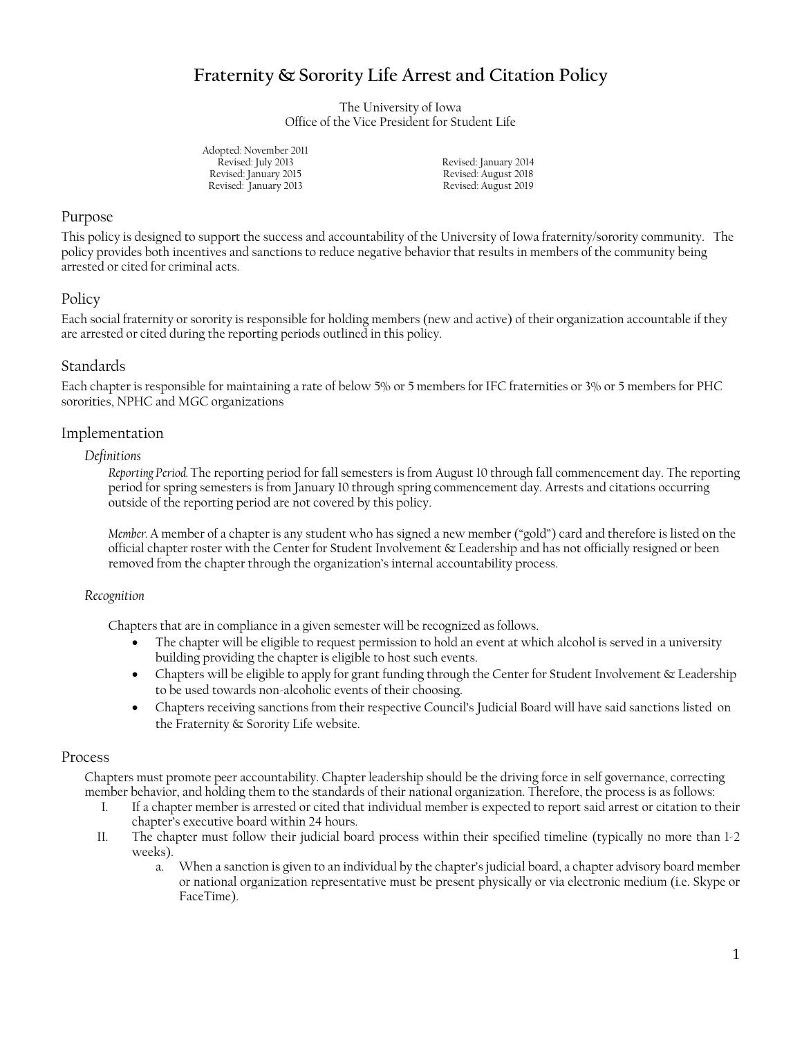# Fraternity & Sorority Life Arrest and Citation Policy

The University of Iowa
Office of the Vice President for Student Life

Adopted: November 2011
Revised: July 2013
Revised: January 2015
Revised: January 2013
Revised: January 2014
Revised: August 2018
Revised: August 2019

## Purpose

This policy is designed to support the success and accountability of the University of Iowa fraternity/sorority community. The policy provides both incentives and sanctions to reduce negative behavior that results in members of the community being arrested or cited for criminal acts.

## Policy

Each social fraternity or sorority is responsible for holding members (new and active) of their organization accountable if they are arrested or cited during the reporting periods outlined in this policy.

## Standards

Each chapter is responsible for maintaining a rate of below 5% or 5 members for IFC fraternities or 3% or 5 members for PHC sororities, NPHC and MGC organizations

## Implementation

### *Definitions*

*Reporting Period.* The reporting period for fall semesters is from August 10 through fall commencement day. The reporting period for spring semesters is from January 10 through spring commencement day. Arrests and citations occurring outside of the reporting period are not covered by this policy.

*Member.* A member of a chapter is any student who has signed a new member ("gold") card and therefore is listed on the official chapter roster with the Center for Student Involvement & Leadership and has not officially resigned or been removed from the chapter through the organization's internal accountability process.

### *Recognition*

Chapters that are in compliance in a given semester will be recognized as follows.

- The chapter will be eligible to request permission to hold an event at which alcohol is served in a university building providing the chapter is eligible to host such events.
- Chapters will be eligible to apply for grant funding through the Center for Student Involvement & Leadership to be used towards non-alcoholic events of their choosing.
- Chapters receiving sanctions from their respective Council's Judicial Board will have said sanctions listed on the Fraternity & Sorority Life website.

## Process

Chapters must promote peer accountability. Chapter leadership should be the driving force in self governance, correcting member behavior, and holding them to the standards of their national organization. Therefore, the process is as follows:

I. If a chapter member is arrested or cited that individual member is expected to report said arrest or citation to their chapter's executive board within 24 hours.

II. The chapter must follow their judicial board process within their specified timeline (typically no more than 1-2 weeks).

   a. When a sanction is given to an individual by the chapter's judicial board, a chapter advisory board member or national organization representative must be present physically or via electronic medium (i.e. Skype or FaceTime).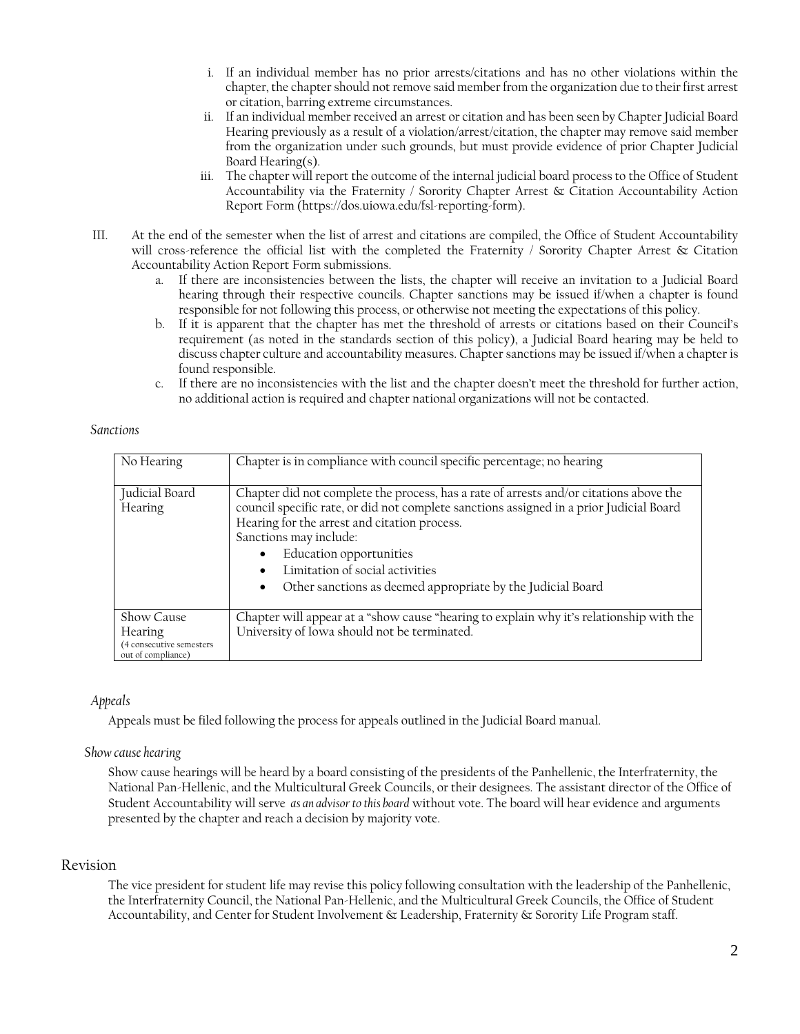i. If an individual member has no prior arrests/citations and has no other violations within the chapter, the chapter should not remove said member from the organization due to their first arrest or citation, barring extreme circumstances.

ii. If an individual member received an arrest or citation and has been seen by Chapter Judicial Board Hearing previously as a result of a violation/arrest/citation, the chapter may remove said member from the organization under such grounds, but must provide evidence of prior Chapter Judicial Board Hearing(s).

iii. The chapter will report the outcome of the internal judicial board process to the Office of Student Accountability via the Fraternity / Sorority Chapter Arrest & Citation Accountability Action Report Form (https://dos.uiowa.edu/fsl-reporting-form).

III. At the end of the semester when the list of arrest and citations are compiled, the Office of Student Accountability will cross-reference the official list with the completed the Fraternity / Sorority Chapter Arrest & Citation Accountability Action Report Form submissions.

a. If there are inconsistencies between the lists, the chapter will receive an invitation to a Judicial Board hearing through their respective councils. Chapter sanctions may be issued if/when a chapter is found responsible for not following this process, or otherwise not meeting the expectations of this policy.

b. If it is apparent that the chapter has met the threshold of arrests or citations based on their Council's requirement (as noted in the standards section of this policy), a Judicial Board hearing may be held to discuss chapter culture and accountability measures. Chapter sanctions may be issued if/when a chapter is found responsible.

c. If there are no inconsistencies with the list and the chapter doesn't meet the threshold for further action, no additional action is required and chapter national organizations will not be contacted.

*Sanctions*

| | |
|---|---|
| No Hearing | Chapter is in compliance with council specific percentage; no hearing |
| Judicial Board Hearing | Chapter did not complete the process, has a rate of arrests and/or citations above the council specific rate, or did not complete sanctions assigned in a prior Judicial Board Hearing for the arrest and citation process.<br>Sanctions may include:<br>• Education opportunities<br>• Limitation of social activities<br>• Other sanctions as deemed appropriate by the Judicial Board |
| Show Cause Hearing (4 consecutive semesters out of compliance) | Chapter will appear at a "show cause "hearing to explain why it's relationship with the University of Iowa should not be terminated. |

*Appeals*

Appeals must be filed following the process for appeals outlined in the Judicial Board manual.

*Show cause hearing*

Show cause hearings will be heard by a board consisting of the presidents of the Panhellenic, the Interfraternity, the National Pan-Hellenic, and the Multicultural Greek Councils, or their designees. The assistant director of the Office of Student Accountability will serve *as an advisor to this board* without vote. The board will hear evidence and arguments presented by the chapter and reach a decision by majority vote.

## Revision

The vice president for student life may revise this policy following consultation with the leadership of the Panhellenic, the Interfraternity Council, the National Pan-Hellenic, and the Multicultural Greek Councils, the Office of Student Accountability, and Center for Student Involvement & Leadership, Fraternity & Sorority Life Program staff.